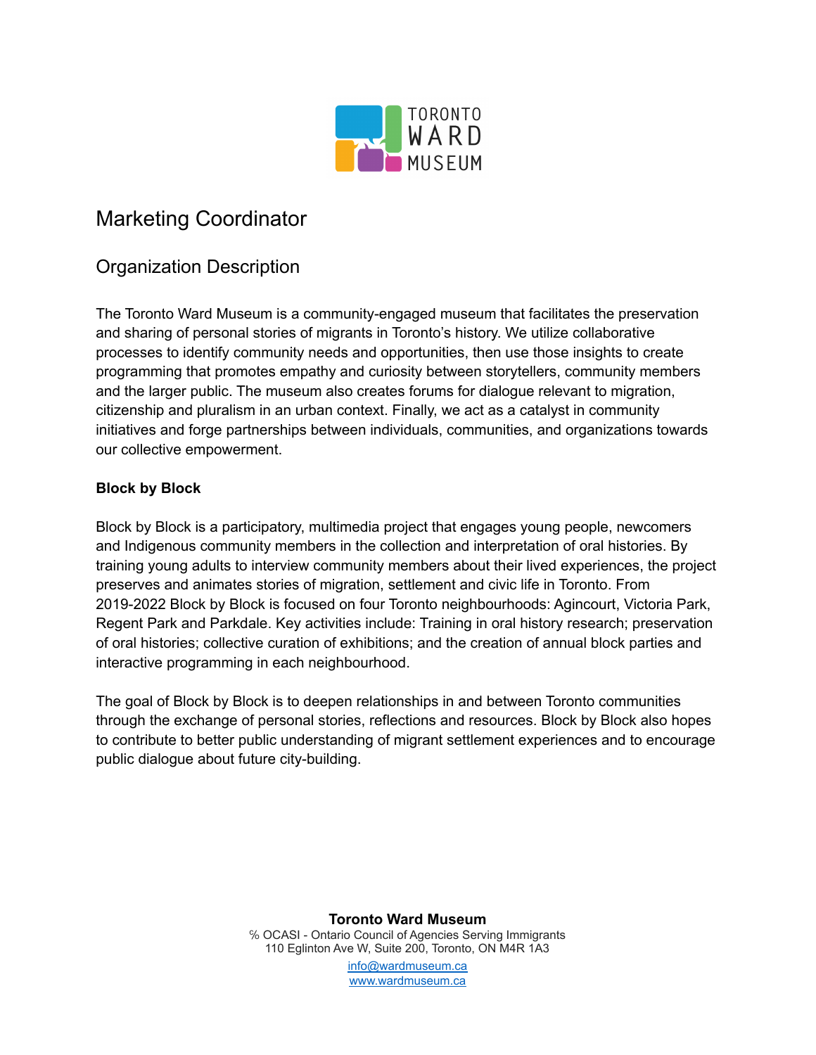# Marketing Coordinator

## Organization Description

The Toronto Ward Museum is a community-engaged museum that facilitates the preservation and sharing of personal stories of migrants in Toronto's history. We utilize collaborative processes to identify community needs and opportunities, then use those insights to create programming that promotes empathy and curiosity between storytellers, community members and the larger public. The museum also creates forums for dialogue relevant to migration, citizenship and pluralism in an urban context. Finally, we act as a catalyst in community initiatives and forge partnerships between individuals, communities, and organizations towards our collective empowerment.

**Block by Block**

Block by Block is a participatory, multimedia project that engages young people, newcomers and Indigenous community members in the collection and interpretation of oral histories. By training young adults to interview community members about their lived experiences, the project preserves and animates stories of migration, settlement and civic life in Toronto. From 2019-2022 Block by Block is focused on four Toronto neighbourhoods: Agincourt, Victoria Park, Regent Park and Parkdale. Key activities include: Training in oral history research; preservation of oral histories; collective curation of exhibitions; and the creation of annual block parties and interactive programming in each neighbourhood.

The goal of Block by Block is to deepen relationships in and between Toronto communities through the exchange of personal stories, reflections and resources. Block by Block also hopes to contribute to better public understanding of migrant settlement experiences and to encourage public dialogue about future city-building.

**Toronto Ward Museum**
℅ OCASI - Ontario Council of Agencies Serving Immigrants
110 Eglinton Ave W, Suite 200, Toronto, ON M4R 1A3
info@wardmuseum.ca
www.wardmuseum.ca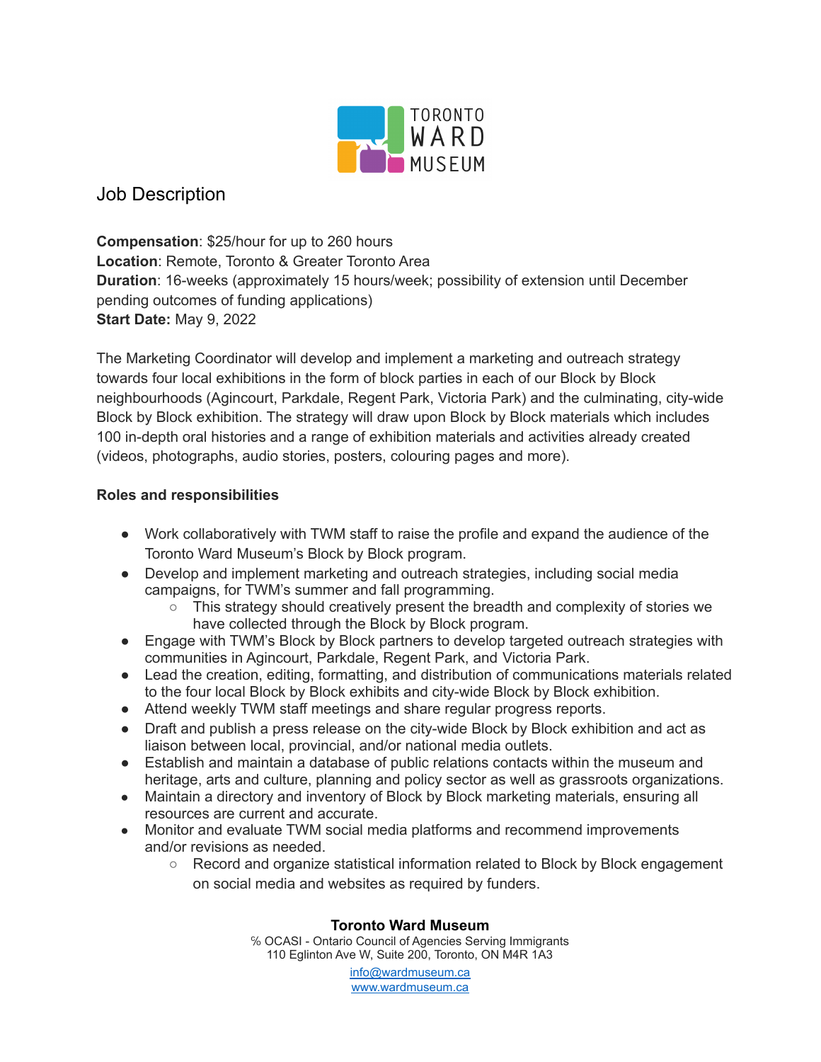# Job Description

**Compensation**: $25/hour for up to 260 hours
**Location**: Remote, Toronto & Greater Toronto Area
**Duration**: 16-weeks (approximately 15 hours/week; possibility of extension until December pending outcomes of funding applications)
**Start Date:** May 9, 2022

The Marketing Coordinator will develop and implement a marketing and outreach strategy towards four local exhibitions in the form of block parties in each of our Block by Block neighbourhoods (Agincourt, Parkdale, Regent Park, Victoria Park) and the culminating, city-wide Block by Block exhibition. The strategy will draw upon Block by Block materials which includes 100 in-depth oral histories and a range of exhibition materials and activities already created (videos, photographs, audio stories, posters, colouring pages and more).

**Roles and responsibilities**

- Work collaboratively with TWM staff to raise the profile and expand the audience of the Toronto Ward Museum's Block by Block program.
- Develop and implement marketing and outreach strategies, including social media campaigns, for TWM's summer and fall programming.
  - This strategy should creatively present the breadth and complexity of stories we have collected through the Block by Block program.
- Engage with TWM's Block by Block partners to develop targeted outreach strategies with communities in Agincourt, Parkdale, Regent Park, and Victoria Park.
- Lead the creation, editing, formatting, and distribution of communications materials related to the four local Block by Block exhibits and city-wide Block by Block exhibition.
- Attend weekly TWM staff meetings and share regular progress reports.
- Draft and publish a press release on the city-wide Block by Block exhibition and act as liaison between local, provincial, and/or national media outlets.
- Establish and maintain a database of public relations contacts within the museum and heritage, arts and culture, planning and policy sector as well as grassroots organizations.
- Maintain a directory and inventory of Block by Block marketing materials, ensuring all resources are current and accurate.
- Monitor and evaluate TWM social media platforms and recommend improvements and/or revisions as needed.
  - Record and organize statistical information related to Block by Block engagement on social media and websites as required by funders.

**Toronto Ward Museum**
℅ OCASI - Ontario Council of Agencies Serving Immigrants
110 Eglinton Ave W, Suite 200, Toronto, ON M4R 1A3
info@wardmuseum.ca
www.wardmuseum.ca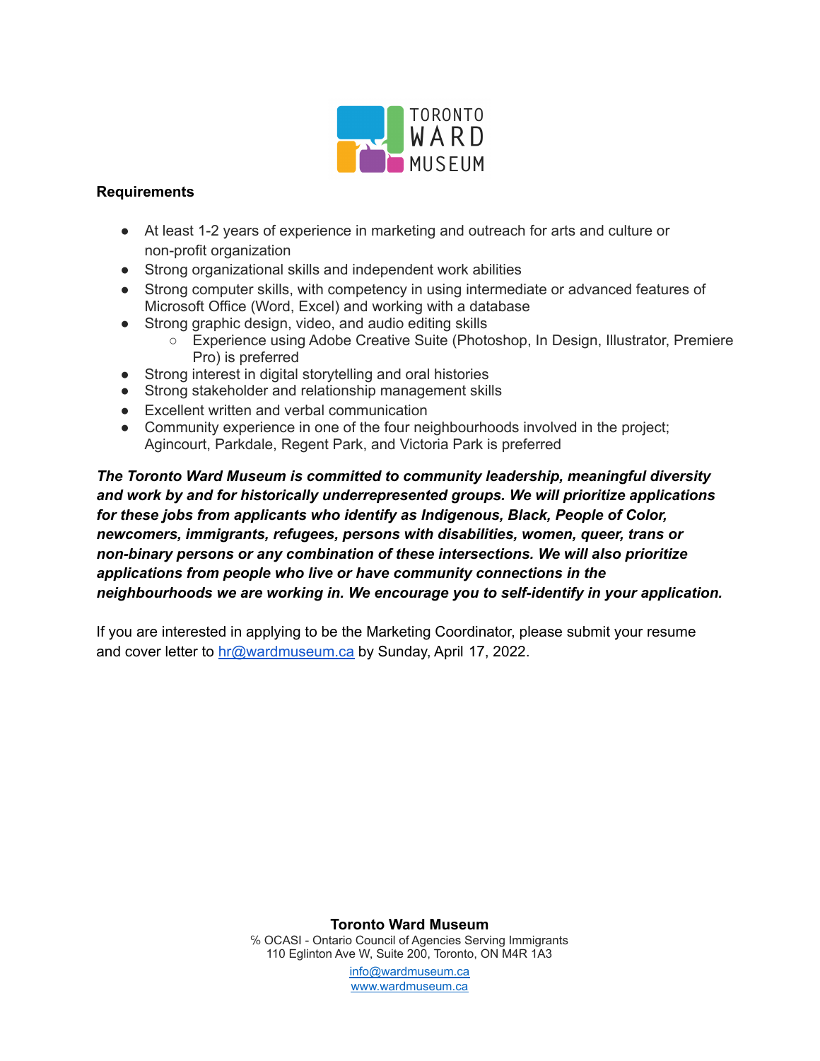**Requirements**

- At least 1-2 years of experience in marketing and outreach for arts and culture or non-profit organization
- Strong organizational skills and independent work abilities
- Strong computer skills, with competency in using intermediate or advanced features of Microsoft Office (Word, Excel) and working with a database
- Strong graphic design, video, and audio editing skills
  - Experience using Adobe Creative Suite (Photoshop, In Design, Illustrator, Premiere Pro) is preferred
- Strong interest in digital storytelling and oral histories
- Strong stakeholder and relationship management skills
- Excellent written and verbal communication
- Community experience in one of the four neighbourhoods involved in the project; Agincourt, Parkdale, Regent Park, and Victoria Park is preferred

***The Toronto Ward Museum is committed to community leadership, meaningful diversity and work by and for historically underrepresented groups. We will prioritize applications for these jobs from applicants who identify as Indigenous, Black, People of Color, newcomers, immigrants, refugees, persons with disabilities, women, queer, trans or non-binary persons or any combination of these intersections. We will also prioritize applications from people who live or have community connections in the neighbourhoods we are working in. We encourage you to self-identify in your application.***

If you are interested in applying to be the Marketing Coordinator, please submit your resume and cover letter to hr@wardmuseum.ca by Sunday, April 17, 2022.

**Toronto Ward Museum**
℅ OCASI - Ontario Council of Agencies Serving Immigrants
110 Eglinton Ave W, Suite 200, Toronto, ON M4R 1A3
info@wardmuseum.ca
www.wardmuseum.ca